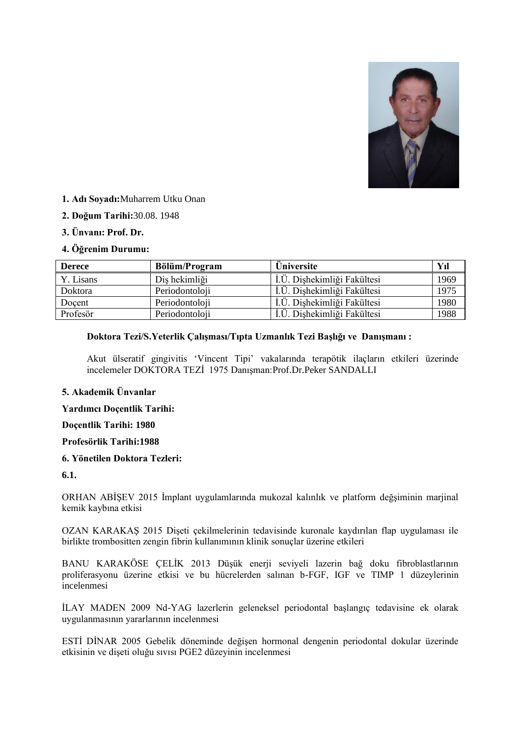**1. Adı Soyadı:**Muharrem Utku Onan

**2. Doğum Tarihi:**30.08. 1948

**3. Ünvanı: Prof. Dr.**

**4. Öğrenim Durumu:**

| Derece | Bölüm/Program | Üniversite | Yıl |
|---|---|---|---|
| Y. Lisans | Diş hekimliği | İ.Ü. Dişhekimliği Fakültesi | 1969 |
| Doktora | Periodontoloji | İ.Ü. Dişhekimliği Fakültesi | 1975 |
| Doçent | Periodontoloji | İ.Ü. Dişhekimliği Fakültesi | 1980 |
| Profesör | Periodontoloji | İ.Ü. Dişhekimliği Fakültesi | 1988 |

**Doktora Tezi/S.Yeterlik Çalışması/Tıpta Uzmanlık Tezi Başlığı ve Danışmanı :**

Akut ülseratif gingivitis 'Vincent Tipi' vakalarında terapötik ilaçların etkileri üzerinde incelemeler DOKTORA TEZİ 1975 Danışman:Prof.Dr.Peker SANDALLI

**5. Akademik Ünvanlar**

**Yardımcı Doçentlik Tarihi:**

**Doçentlik Tarihi: 1980**

**Profesörlik Tarihi:1988**

**6. Yönetilen Doktora Tezleri:**

**6.1.**

ORHAN ABİŞEV 2015 İmplant uygulamalarında mukozal kalınlık ve platform değşiminin marjinal kemik kaybına etkisi

OZAN KARAKAŞ 2015 Dişeti çekilmelerinin tedavisinde kuronale kaydırılan flap uygulaması ile birlikte trombositten zengin fibrin kullanımının klinik sonuçlar üzerine etkileri

BANU KARAKÖSE ÇELİK 2013 Düşük enerji seviyeli lazerin bağ doku fibroblastlarının proliferasyonu üzerine etkisi ve bu hücrelerden salınan b-FGF, IGF ve TIMP 1 düzeylerinin incelenmesi

İLAY MADEN 2009 Nd-YAG lazerlerin geleneksel periodontal başlangıç tedavisine ek olarak uygulanmasının yararlarının incelenmesi

ESTİ DİNAR 2005 Gebelik döneminde değişen hormonal dengenin periodontal dokular üzerinde etkisinin ve dişeti oluğu sıvısı PGE2 düzeyinin incelenmesi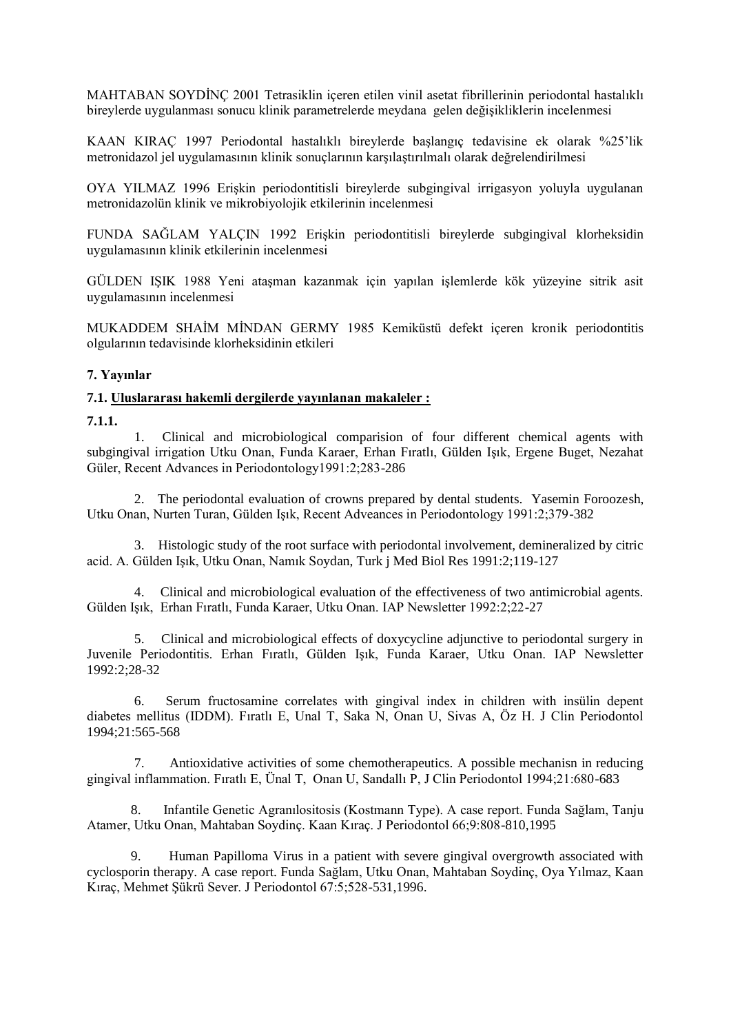MAHTABAN SOYDİNÇ 2001 Tetrasiklin içeren etilen vinil asetat fibrillerinin periodontal hastalıklı bireylerde uygulanması sonucu klinik parametrelerde meydana gelen değişikliklerin incelenmesi

KAAN KIRAÇ 1997 Periodontal hastalıklı bireylerde başlangıç tedavisine ek olarak %25'lik metronidazol jel uygulamasının klinik sonuçlarının karşılaştırılmalı olarak değrelendirilmesi

OYA YILMAZ 1996 Erişkin periodontitisli bireylerde subgingival irrigasyon yoluyla uygulanan metronidazolün klinik ve mikrobiyolojik etkilerinin incelenmesi

FUNDA SAĞLAM YALÇIN 1992 Erişkin periodontitisli bireylerde subgingival klorheksidin uygulamasının klinik etkilerinin incelenmesi

GÜLDEN IŞIK 1988 Yeni ataşman kazanmak için yapılan işlemlerde kök yüzeyine sitrik asit uygulamasının incelenmesi

MUKADDEM SHAİM MİNDAN GERMY 1985 Kemiküstü defekt içeren kronik periodontitis olgularının tedavisinde klorheksidinin etkileri

**7. Yayınlar**

**7.1. Uluslararası hakemli dergilerde yayınlanan makaleler :**

**7.1.1.**

1. Clinical and microbiological comparision of four different chemical agents with subgingival irrigation Utku Onan, Funda Karaer, Erhan Fıratlı, Gülden Işık, Ergene Buget, Nezahat Güler, Recent Advances in Periodontology1991:2;283-286

2. The periodontal evaluation of crowns prepared by dental students. Yasemin Foroozesh, Utku Onan, Nurten Turan, Gülden Işık, Recent Adveances in Periodontology 1991:2;379-382

3. Histologic study of the root surface with periodontal involvement, demineralized by citric acid. A. Gülden Işık, Utku Onan, Namık Soydan, Turk j Med Biol Res 1991:2;119-127

4. Clinical and microbiological evaluation of the effectiveness of two antimicrobial agents. Gülden Işık, Erhan Fıratlı, Funda Karaer, Utku Onan. IAP Newsletter 1992:2;22-27

5. Clinical and microbiological effects of doxycycline adjunctive to periodontal surgery in Juvenile Periodontitis. Erhan Fıratlı, Gülden Işık, Funda Karaer, Utku Onan. IAP Newsletter 1992:2;28-32

6. Serum fructosamine correlates with gingival index in children with insülin depent diabetes mellitus (IDDM). Fıratlı E, Unal T, Saka N, Onan U, Sivas A, Öz H. J Clin Periodontol 1994;21:565-568

7. Antioxidative activities of some chemotherapeutics. A possible mechanisn in reducing gingival inflammation. Fıratlı E, Ünal T, Onan U, Sandallı P, J Clin Periodontol 1994;21:680-683

8. Infantile Genetic Agranılositosis (Kostmann Type). A case report. Funda Sağlam, Tanju Atamer, Utku Onan, Mahtaban Soydinç. Kaan Kıraç. J Periodontol 66;9:808-810,1995

9. Human Papilloma Virus in a patient with severe gingival overgrowth associated with cyclosporin therapy. A case report. Funda Sağlam, Utku Onan, Mahtaban Soydinç, Oya Yılmaz, Kaan Kıraç, Mehmet Şükrü Sever. J Periodontol 67:5;528-531,1996.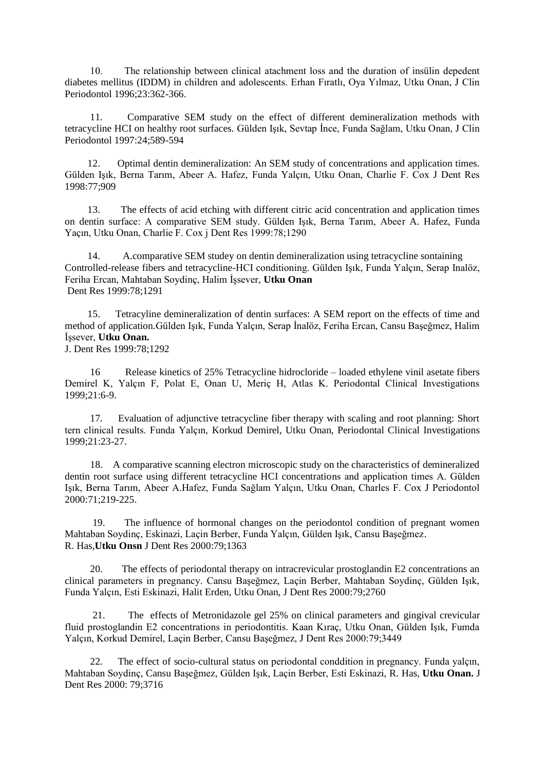10. The relationship between clinical atachment loss and the duration of insülin depedent diabetes mellitus (IDDM) in children and adolescents. Erhan Fıratlı, Oya Yılmaz, Utku Onan, J Clin Periodontol 1996;23:362-366.

11. Comparative SEM study on the effect of different demineralization methods with tetracycline HCI on healthy root surfaces. Gülden Işık, Sevtap İnce, Funda Sağlam, Utku Onan, J Clin Periodontol 1997:24;589-594

12. Optimal dentin demineralization: An SEM study of concentrations and application times. Gülden Işık, Berna Tarım, Abeer A. Hafez, Funda Yalçın, Utku Onan, Charlie F. Cox J Dent Res 1998:77;909

13. The effects of acid etching with different citric acid concentration and application times on dentin surface: A comparative SEM study. Gülden Işık, Berna Tarım, Abeer A. Hafez, Funda Yaçın, Utku Onan, Charlie F. Cox j Dent Res 1999:78;1290

14. A.comparative SEM studey on dentin demineralization using tetracycline sontaining Controlled-release fibers and tetracycline-HCI conditioning. Gülden Işık, Funda Yalçın, Serap Inalöz, Feriha Ercan, Mahtaban Soydinç, Halim İşsever, **Utku Onan** Dent Res 1999:78;1291

15. Tetracyline demineralization of dentin surfaces: A SEM report on the effects of time and method of application.Gülden Işık, Funda Yalçın, Serap İnalöz, Feriha Ercan, Cansu Başeğmez, Halim İşsever, **Utku Onan.** J. Dent Res 1999:78;1292

16 Release kinetics of 25% Tetracycline hidrocloride – loaded ethylene vinil asetate fibers Demirel K, Yalçın F, Polat E, Onan U, Meriç H, Atlas K. Periodontal Clinical Investigations 1999;21:6-9.

17. Evaluation of adjunctive tetracycline fiber therapy with scaling and root planning: Short tern clinical results. Funda Yalçın, Korkud Demirel, Utku Onan, Periodontal Clinical Investigations 1999;21:23-27.

18. A comparative scanning electron microscopic study on the characteristics of demineralized dentin root surface using different tetracycline HCI concentrations and application times A. Gülden Işık, Berna Tarım, Abeer A.Hafez, Funda Sağlam Yalçın, Utku Onan, Charles F. Cox J Periodontol 2000:71;219-225.

19. The influence of hormonal changes on the periodontol condition of pregnant women Mahtaban Soydinç, Eskinazi, Laçin Berber, Funda Yalçın, Gülden Işık, Cansu Başeğmez. R. Has,**Utku Onsn** J Dent Res 2000:79;1363

20. The effects of periodontal therapy on intracrevicular prostoglandin E2 concentrations an clinical parameters in pregnancy. Cansu Başeğmez, Laçin Berber, Mahtaban Soydinç, Gülden Işık, Funda Yalçın, Esti Eskinazi, Halit Erden, Utku Onan, J Dent Res 2000:79;2760

21. The effects of Metronidazole gel 25% on clinical parameters and gingival crevicular fluid prostoglandin E2 concentrations in periodontitis. Kaan Kıraç, Utku Onan, Gülden Işık, Fumda Yalçın, Korkud Demirel, Laçin Berber, Cansu Başeğmez, J Dent Res 2000:79;3449

22. The effect of socio-cultural status on periodontal conddition in pregnancy. Funda yalçın, Mahtaban Soydinç, Cansu Başeğmez, Gülden Işık, Laçin Berber, Esti Eskinazi, R. Has, **Utku Onan.** J Dent Res 2000: 79;3716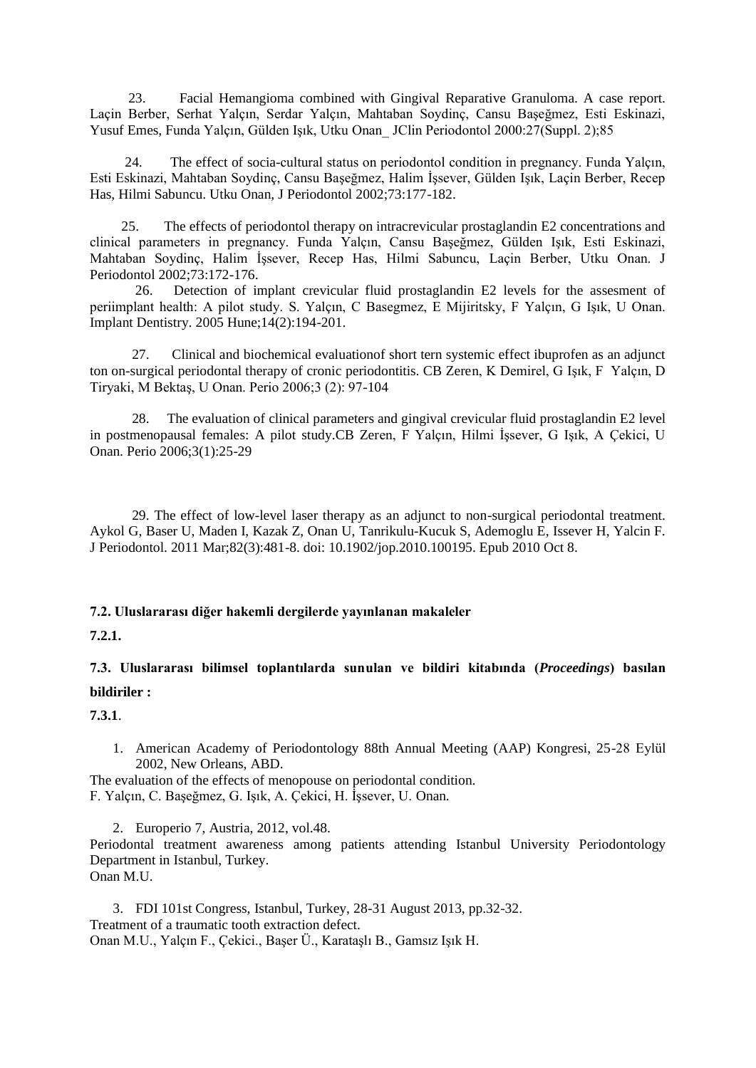23. Facial Hemangioma combined with Gingival Reparative Granuloma. A case report. Laçin Berber, Serhat Yalçın, Serdar Yalçın, Mahtaban Soydinç, Cansu Başeğmez, Esti Eskinazi, Yusuf Emes, Funda Yalçın, Gülden Işık, Utku Onan_ JClin Periodontol 2000:27(Suppl. 2);85

24. The effect of socia-cultural status on periodontol condition in pregnancy. Funda Yalçın, Esti Eskinazi, Mahtaban Soydinç, Cansu Başeğmez, Halim İşsever, Gülden Işık, Laçin Berber, Recep Has, Hilmi Sabuncu. Utku Onan, J Periodontol 2002;73:177-182.

25. The effects of periodontol therapy on intracrevicular prostaglandin E2 concentrations and clinical parameters in pregnancy. Funda Yalçın, Cansu Başeğmez, Gülden Işık, Esti Eskinazi, Mahtaban Soydinç, Halim İşsever, Recep Has, Hilmi Sabuncu, Laçin Berber, Utku Onan. J Periodontol 2002;73:172-176.

26. Detection of implant crevicular fluid prostaglandin E2 levels for the assesment of periimplant health: A pilot study. S. Yalçın, C Basegmez, E Mijiritsky, F Yalçın, G Işık, U Onan. Implant Dentistry. 2005 Hune;14(2):194-201.

27. Clinical and biochemical evaluationof short tern systemic effect ibuprofen as an adjunct ton on-surgical periodontal therapy of cronic periodontitis. CB Zeren, K Demirel, G Işık, F Yalçın, D Tiryaki, M Bektaş, U Onan. Perio 2006;3 (2): 97-104

28. The evaluation of clinical parameters and gingival crevicular fluid prostaglandin E2 level in postmenopausal females: A pilot study.CB Zeren, F Yalçın, Hilmi İşsever, G Işık, A Çekici, U Onan. Perio 2006;3(1):25-29

29. The effect of low-level laser therapy as an adjunct to non-surgical periodontal treatment. Aykol G, Baser U, Maden I, Kazak Z, Onan U, Tanrikulu-Kucuk S, Ademoglu E, Issever H, Yalcin F. J Periodontol. 2011 Mar;82(3):481-8. doi: 10.1902/jop.2010.100195. Epub 2010 Oct 8.

**7.2. Uluslararası diğer hakemli dergilerde yayınlanan makaleler**

**7.2.1.**

**7.3. Uluslararası bilimsel toplantılarda sunulan ve bildiri kitabında (*Proceedings*) basılan bildiriler :**

**7.3.1**.

1. American Academy of Periodontology 88th Annual Meeting (AAP) Kongresi, 25-28 Eylül 2002, New Orleans, ABD.

The evaluation of the effects of menopouse on periodontal condition.
F. Yalçın, C. Başeğmez, G. Işık, A. Çekici, H. İşsever, U. Onan.

2. Europerio 7, Austria, 2012, vol.48.

Periodontal treatment awareness among patients attending Istanbul University Periodontology Department in Istanbul, Turkey.
Onan M.U.

3. FDI 101st Congress, Istanbul, Turkey, 28-31 August 2013, pp.32-32.

Treatment of a traumatic tooth extraction defect.
Onan M.U., Yalçın F., Çekici., Başer Ü., Karataşlı B., Gamsız Işık H.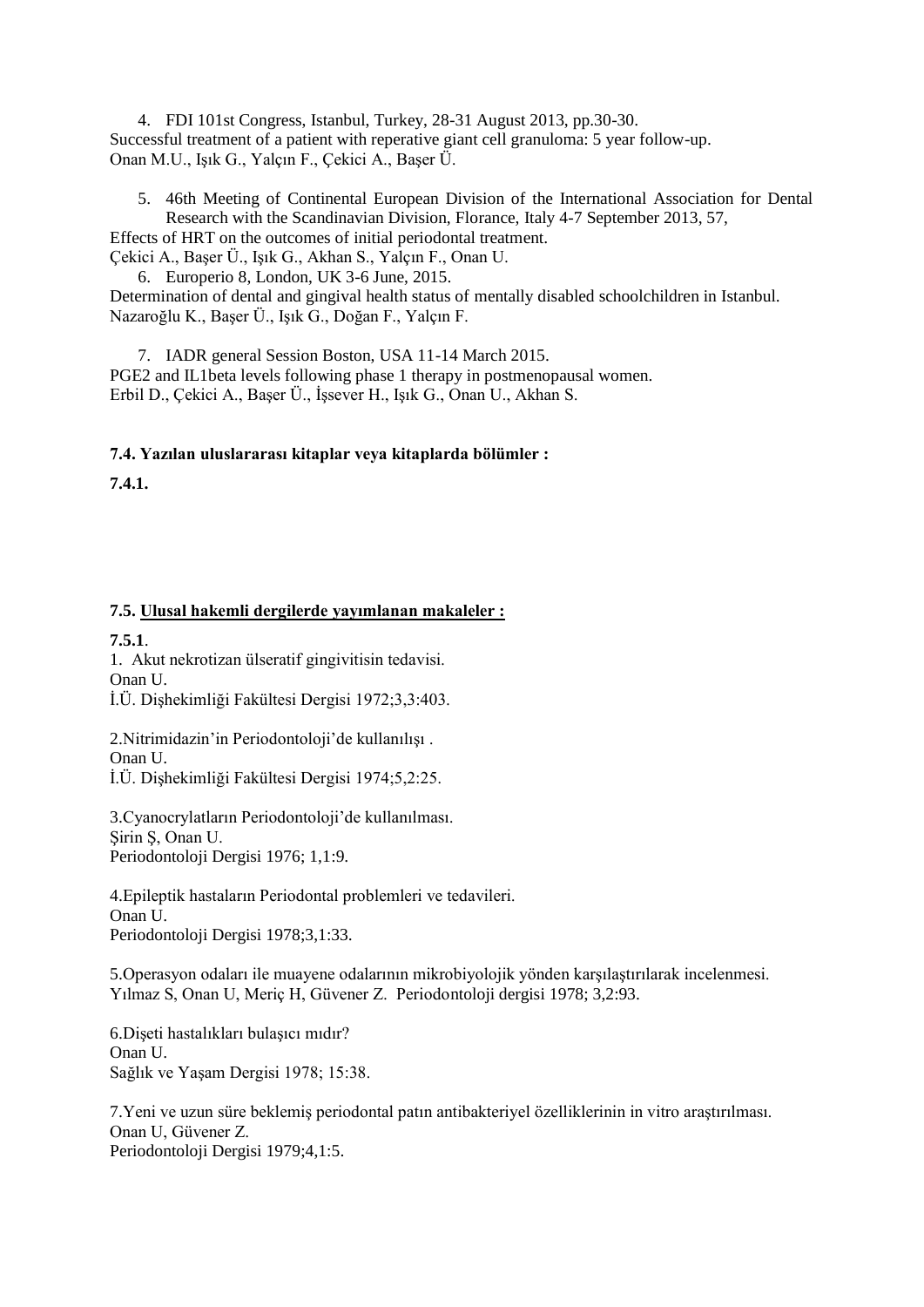4. FDI 101st Congress, Istanbul, Turkey, 28-31 August 2013, pp.30-30.

Successful treatment of a patient with reperative giant cell granuloma: 5 year follow-up.
Onan M.U., Işık G., Yalçın F., Çekici A., Başer Ü.

5. 46th Meeting of Continental European Division of the International Association for Dental Research with the Scandinavian Division, Florance, Italy 4-7 September 2013, 57,

Effects of HRT on the outcomes of initial periodontal treatment.
Çekici A., Başer Ü., Işık G., Akhan S., Yalçın F., Onan U.

6. Europerio 8, London, UK 3-6 June, 2015.

Determination of dental and gingival health status of mentally disabled schoolchildren in Istanbul.
Nazaroğlu K., Başer Ü., Işık G., Doğan F., Yalçın F.

7. IADR general Session Boston, USA 11-14 March 2015.

PGE2 and IL1beta levels following phase 1 therapy in postmenopausal women.
Erbil D., Çekici A., Başer Ü., İşsever H., Işık G., Onan U., Akhan S.

**7.4. Yazılan uluslararası kitaplar veya kitaplarda bölümler :**

**7.4.1.**

**7.5. Ulusal hakemli dergilerde yayımlanan makaleler :**

**7.5.1**.

1. Akut nekrotizan ülseratif gingivitisin tedavisi.
Onan U.
İ.Ü. Dişhekimliği Fakültesi Dergisi 1972;3,3:403.

2.Nitrimidazin'in Periodontoloji'de kullanılışı .
Onan U.
İ.Ü. Dişhekimliği Fakültesi Dergisi 1974;5,2:25.

3.Cyanocrylatların Periodontoloji'de kullanılması.
Şirin Ş, Onan U.
Periodontoloji Dergisi 1976; 1,1:9.

4.Epileptik hastaların Periodontal problemleri ve tedavileri.
Onan U.
Periodontoloji Dergisi 1978;3,1:33.

5.Operasyon odaları ile muayene odalarının mikrobiyolojik yönden karşılaştırılarak incelenmesi.
Yılmaz S, Onan U, Meriç H, Güvener Z. Periodontoloji dergisi 1978; 3,2:93.

6.Dişeti hastalıkları bulaşıcı mıdır?
Onan U.
Sağlık ve Yaşam Dergisi 1978; 15:38.

7.Yeni ve uzun süre beklemiş periodontal patın antibakteriyel özelliklerinin in vitro araştırılması.
Onan U, Güvener Z.
Periodontoloji Dergisi 1979;4,1:5.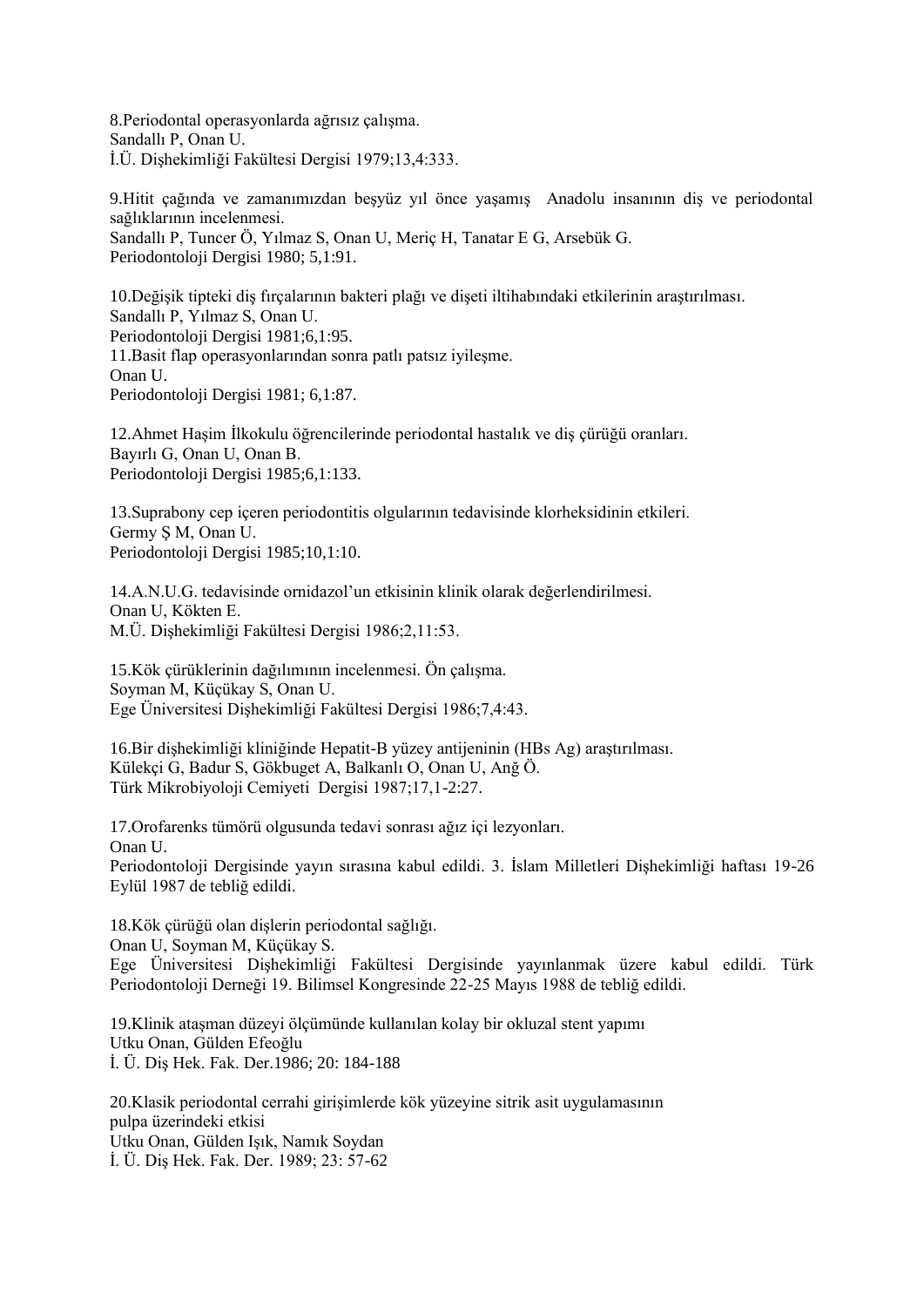8.Periodontal operasyonlarda ağrısız çalışma.
Sandallı P, Onan U.
İ.Ü. Dişhekimliği Fakültesi Dergisi 1979;13,4:333.

9.Hitit çağında ve zamanımızdan beşyüz yıl önce yaşamış Anadolu insanının diş ve periodontal sağlıklarının incelenmesi.
Sandallı P, Tuncer Ö, Yılmaz S, Onan U, Meriç H, Tanatar E G, Arsebük G.
Periodontoloji Dergisi 1980; 5,1:91.

10.Değişik tipteki diş fırçalarının bakteri plağı ve dişeti iltihabındaki etkilerinin araştırılması.
Sandallı P, Yılmaz S, Onan U.
Periodontoloji Dergisi 1981;6,1:95.

11.Basit flap operasyonlarından sonra patlı patsız iyileşme.
Onan U.
Periodontoloji Dergisi 1981; 6,1:87.

12.Ahmet Haşim İlkokulu öğrencilerinde periodontal hastalık ve diş çürüğü oranları.
Bayırlı G, Onan U, Onan B.
Periodontoloji Dergisi 1985;6,1:133.

13.Suprabony cep içeren periodontitis olgularının tedavisinde klorheksidinin etkileri.
Germy Ş M, Onan U.
Periodontoloji Dergisi 1985;10,1:10.

14.A.N.U.G. tedavisinde ornidazol'un etkisinin klinik olarak değerlendirilmesi.
Onan U, Kökten E.
M.Ü. Dişhekimliği Fakültesi Dergisi 1986;2,11:53.

15.Kök çürüklerinin dağılımının incelenmesi. Ön çalışma.
Soyman M, Küçükay S, Onan U.
Ege Üniversitesi Dişhekimliği Fakültesi Dergisi 1986;7,4:43.

16.Bir dişhekimliği kliniğinde Hepatit-B yüzey antijeninin (HBs Ag) araştırılması.
Külekçi G, Badur S, Gökbuget A, Balkanlı O, Onan U, Anğ Ö.
Türk Mikrobiyoloji Cemiyeti Dergisi 1987;17,1-2:27.

17.Orofarenks tümörü olgusunda tedavi sonrası ağız içi lezyonları.
Onan U.
Periodontoloji Dergisinde yayın sırasına kabul edildi. 3. İslam Milletleri Dişhekimliği haftası 19-26 Eylül 1987 de tebliğ edildi.

18.Kök çürüğü olan dişlerin periodontal sağlığı.
Onan U, Soyman M, Küçükay S.
Ege Üniversitesi Dişhekimliği Fakültesi Dergisinde yayınlanmak üzere kabul edildi. Türk Periodontoloji Derneği 19. Bilimsel Kongresinde 22-25 Mayıs 1988 de tebliğ edildi.

19.Klinik ataşman düzeyi ölçümünde kullanılan kolay bir okluzal stent yapımı
Utku Onan, Gülden Efeoğlu
İ. Ü. Diş Hek. Fak. Der.1986; 20: 184-188

20.Klasik periodontal cerrahi girişimlerde kök yüzeyine sitrik asit uygulamasının pulpa üzerindeki etkisi
Utku Onan, Gülden Işık, Namık Soydan
İ. Ü. Diş Hek. Fak. Der. 1989; 23: 57-62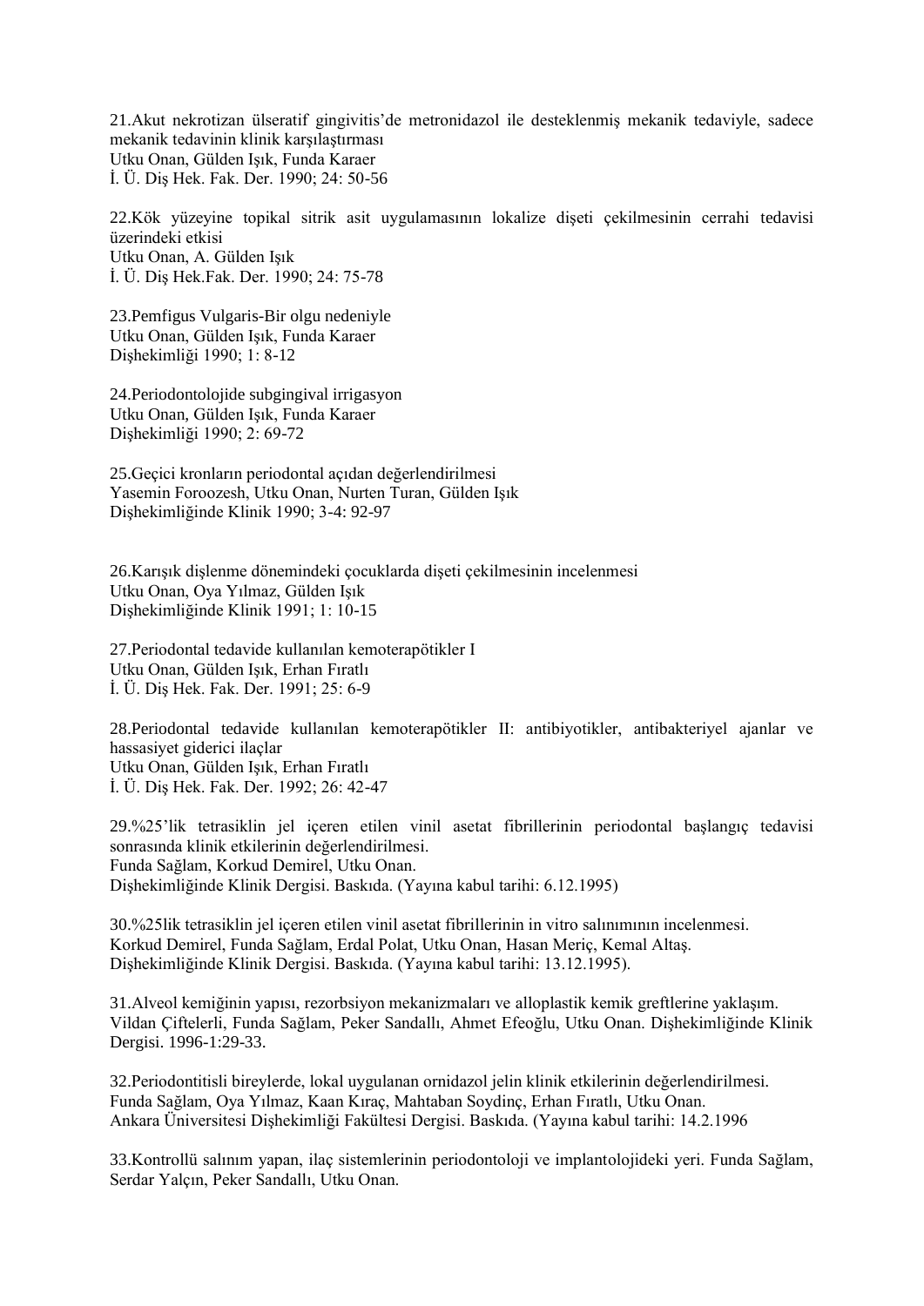21.Akut nekrotizan ülseratif gingivitis'de metronidazol ile desteklenmiş mekanik tedaviyle, sadece mekanik tedavinin klinik karşılaştırması
Utku Onan, Gülden Işık, Funda Karaer
İ. Ü. Diş Hek. Fak. Der. 1990; 24: 50-56

22.Kök yüzeyine topikal sitrik asit uygulamasının lokalize dişeti çekilmesinin cerrahi tedavisi üzerindeki etkisi
Utku Onan, A. Gülden Işık
İ. Ü. Diş Hek.Fak. Der. 1990; 24: 75-78

23.Pemfigus Vulgaris-Bir olgu nedeniyle
Utku Onan, Gülden Işık, Funda Karaer
Dişhekimliği 1990; 1: 8-12

24.Periodontolojide subgingival irrigasyon
Utku Onan, Gülden Işık, Funda Karaer
Dişhekimliği 1990; 2: 69-72

25.Geçici kronların periodontal açıdan değerlendirilmesi
Yasemin Foroozesh, Utku Onan, Nurten Turan, Gülden Işık
Dişhekimliğinde Klinik 1990; 3-4: 92-97

26.Karışık dişlenme dönemindeki çocuklarda dişeti çekilmesinin incelenmesi
Utku Onan, Oya Yılmaz, Gülden Işık
Dişhekimliğinde Klinik 1991; 1: 10-15

27.Periodontal tedavide kullanılan kemoterapötikler I
Utku Onan, Gülden Işık, Erhan Fıratlı
İ. Ü. Diş Hek. Fak. Der. 1991; 25: 6-9

28.Periodontal tedavide kullanılan kemoterapötikler II: antibiyotikler, antibakteriyel ajanlar ve hassasiyet giderici ilaçlar
Utku Onan, Gülden Işık, Erhan Fıratlı
İ. Ü. Diş Hek. Fak. Der. 1992; 26: 42-47

29.%25'lik tetrasiklin jel içeren etilen vinil asetat fibrillerinin periodontal başlangıç tedavisi sonrasında klinik etkilerinin değerlendirilmesi.
Funda Sağlam, Korkud Demirel, Utku Onan.
Dişhekimliğinde Klinik Dergisi. Baskıda. (Yayına kabul tarihi: 6.12.1995)

30.%25lik tetrasiklin jel içeren etilen vinil asetat fibrillerinin in vitro salınımının incelenmesi.
Korkud Demirel, Funda Sağlam, Erdal Polat, Utku Onan, Hasan Meriç, Kemal Altaş.
Dişhekimliğinde Klinik Dergisi. Baskıda. (Yayına kabul tarihi: 13.12.1995).

31.Alveol kemiğinin yapısı, rezorbsiyon mekanizmaları ve alloplastik kemik greftlerine yaklaşım.
Vildan Çiftelerli, Funda Sağlam, Peker Sandallı, Ahmet Efeoğlu, Utku Onan. Dişhekimliğinde Klinik Dergisi. 1996-1:29-33.

32.Periodontitisli bireylerde, lokal uygulanan ornidazol jelin klinik etkilerinin değerlendirilmesi.
Funda Sağlam, Oya Yılmaz, Kaan Kıraç, Mahtaban Soydinç, Erhan Fıratlı, Utku Onan.
Ankara Üniversitesi Dişhekimliği Fakültesi Dergisi. Baskıda. (Yayına kabul tarihi: 14.2.1996

33.Kontrollü salınım yapan, ilaç sistemlerinin periodontoloji ve implantolojideki yeri. Funda Sağlam, Serdar Yalçın, Peker Sandallı, Utku Onan.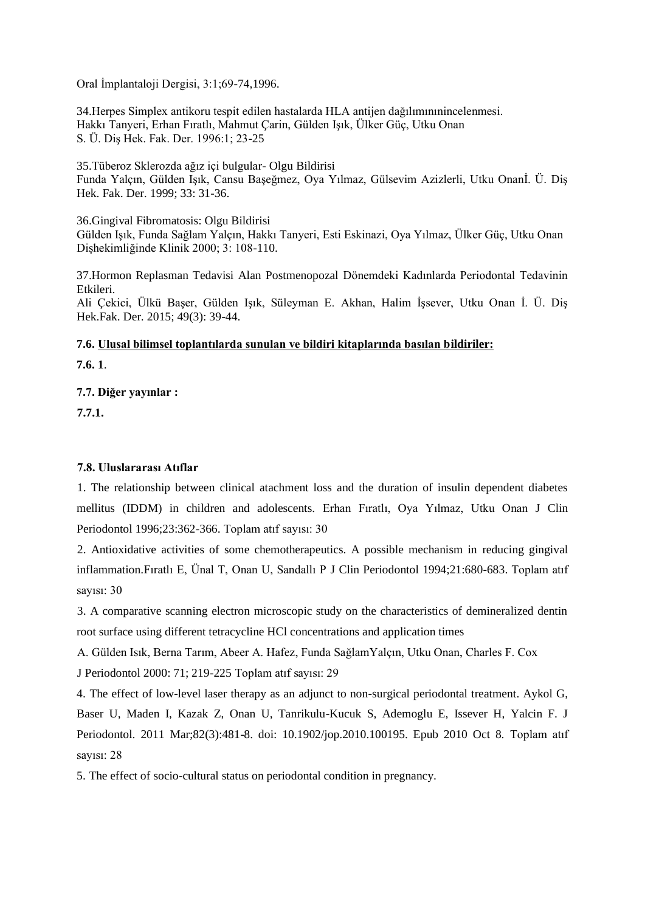Oral İmplantaloji Dergisi, 3:1;69-74,1996.

34.Herpes Simplex antikoru tespit edilen hastalarda HLA antijen dağılımınınincelenmesi.
Hakkı Tanyeri, Erhan Fıratlı, Mahmut Çarin, Gülden Işık, Ülker Güç, Utku Onan
S. Ü. Diş Hek. Fak. Der. 1996:1; 23-25

35.Tüberoz Sklerozda ağız içi bulgular- Olgu Bildirisi
Funda Yalçın, Gülden Işık, Cansu Başeğmez, Oya Yılmaz, Gülsevim Azizlerli, Utku Onanİ. Ü. Diş Hek. Fak. Der. 1999; 33: 31-36.

36.Gingival Fibromatosis: Olgu Bildirisi
Gülden Işık, Funda Sağlam Yalçın, Hakkı Tanyeri, Esti Eskinazi, Oya Yılmaz, Ülker Güç, Utku Onan
Dişhekimliğinde Klinik 2000; 3: 108-110.

37.Hormon Replasman Tedavisi Alan Postmenopozal Dönemdeki Kadınlarda Periodontal Tedavinin Etkileri.
Ali Çekici, Ülkü Başer, Gülden Işık, Süleyman E. Akhan, Halim İşsever, Utku Onan İ. Ü. Diş Hek.Fak. Der. 2015; 49(3): 39-44.

**7.6. <u>Ulusal bilimsel toplantılarda sunulan ve bildiri kitaplarında basılan bildiriler:</u>**

**7.6. 1**.

**7.7. Diğer yayınlar :**

**7.7.1.**

**7.8. Uluslararası Atıflar**

1. The relationship between clinical atachment loss and the duration of insulin dependent diabetes mellitus (IDDM) in children and adolescents. Erhan Fıratlı, Oya Yılmaz, Utku Onan J Clin Periodontol 1996;23:362-366. Toplam atıf sayısı: 30

2. Antioxidative activities of some chemotherapeutics. A possible mechanism in reducing gingival inflammation.Fıratlı E, Ünal T, Onan U, Sandallı P J Clin Periodontol 1994;21:680-683. Toplam atıf sayısı: 30

3. A comparative scanning electron microscopic study on the characteristics of demineralized dentin root surface using different tetracycline HCl concentrations and application times
A. Gülden Isık, Berna Tarım, Abeer A. Hafez, Funda SağlamYalçın, Utku Onan, Charles F. Cox
J Periodontol 2000: 71; 219-225 Toplam atıf sayısı: 29

4. The effect of low-level laser therapy as an adjunct to non-surgical periodontal treatment. Aykol G, Baser U, Maden I, Kazak Z, Onan U, Tanrikulu-Kucuk S, Ademoglu E, Issever H, Yalcin F. J Periodontol. 2011 Mar;82(3):481-8. doi: 10.1902/jop.2010.100195. Epub 2010 Oct 8. Toplam atıf sayısı: 28

5. The effect of socio-cultural status on periodontal condition in pregnancy.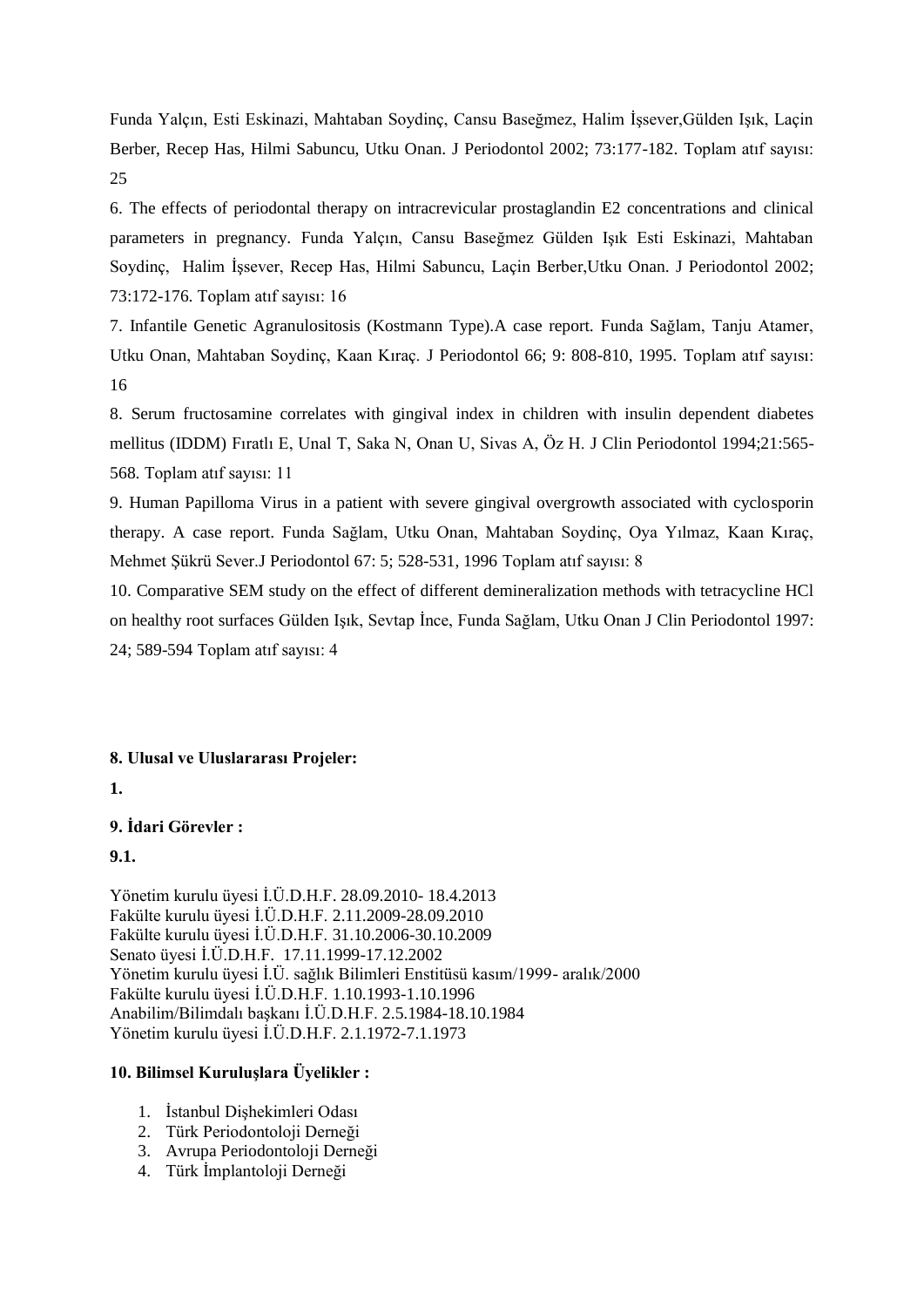Funda Yalçın, Esti Eskinazi, Mahtaban Soydinç, Cansu Baseğmez, Halim İşsever,Gülden Işık, Laçin Berber, Recep Has, Hilmi Sabuncu, Utku Onan. J Periodontol 2002; 73:177-182. Toplam atıf sayısı: 25

6. The effects of periodontal therapy on intracrevicular prostaglandin E2 concentrations and clinical parameters in pregnancy. Funda Yalçın, Cansu Baseğmez Gülden Işık Esti Eskinazi, Mahtaban Soydinç, Halim İşsever, Recep Has, Hilmi Sabuncu, Laçin Berber,Utku Onan. J Periodontol 2002; 73:172-176. Toplam atıf sayısı: 16

7. Infantile Genetic Agranulositosis (Kostmann Type).A case report. Funda Sağlam, Tanju Atamer, Utku Onan, Mahtaban Soydinç, Kaan Kıraç. J Periodontol 66; 9: 808-810, 1995. Toplam atıf sayısı: 16

8. Serum fructosamine correlates with gingival index in children with insulin dependent diabetes mellitus (IDDM) Fıratlı E, Unal T, Saka N, Onan U, Sivas A, Öz H. J Clin Periodontol 1994;21:565-568. Toplam atıf sayısı: 11

9. Human Papilloma Virus in a patient with severe gingival overgrowth associated with cyclosporin therapy. A case report. Funda Sağlam, Utku Onan, Mahtaban Soydinç, Oya Yılmaz, Kaan Kıraç, Mehmet Şükrü Sever.J Periodontol 67: 5; 528-531, 1996 Toplam atıf sayısı: 8

10. Comparative SEM study on the effect of different demineralization methods with tetracycline HCl on healthy root surfaces Gülden Işık, Sevtap İnce, Funda Sağlam, Utku Onan J Clin Periodontol 1997: 24; 589-594 Toplam atıf sayısı: 4

**8. Ulusal ve Uluslararası Projeler:**

**1.**

**9. İdari Görevler :**

**9.1.**

Yönetim kurulu üyesi İ.Ü.D.H.F. 28.09.2010- 18.4.2013
Fakülte kurulu üyesi İ.Ü.D.H.F. 2.11.2009-28.09.2010
Fakülte kurulu üyesi İ.Ü.D.H.F. 31.10.2006-30.10.2009
Senato üyesi İ.Ü.D.H.F. 17.11.1999-17.12.2002
Yönetim kurulu üyesi İ.Ü. sağlık Bilimleri Enstitüsü kasım/1999- aralık/2000
Fakülte kurulu üyesi İ.Ü.D.H.F. 1.10.1993-1.10.1996
Anabilim/Bilimdalı başkanı İ.Ü.D.H.F. 2.5.1984-18.10.1984
Yönetim kurulu üyesi İ.Ü.D.H.F. 2.1.1972-7.1.1973

**10. Bilimsel Kuruluşlara Üyelikler :**

1. İstanbul Dişhekimleri Odası
2. Türk Periodontoloji Derneği
3. Avrupa Periodontoloji Derneği
4. Türk İmplantoloji Derneği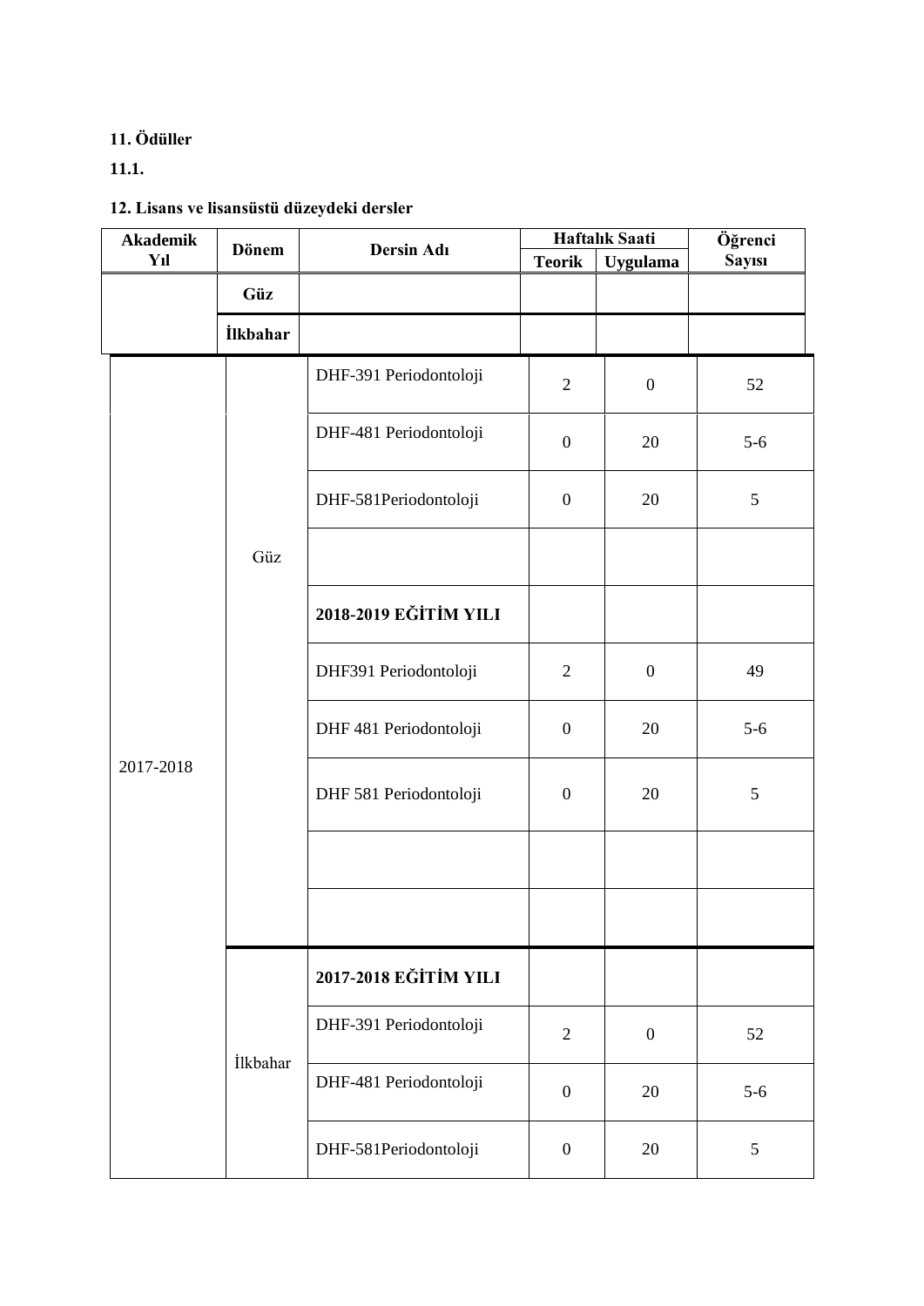**11. Ödüller**

**11.1.**

**12. Lisans ve lisansüstü düzeydeki dersler**

| Akademik Yıl | Dönem | Dersin Adı | Haftalık Saati | | Öğrenci Sayısı |
|---|---|---|---|---|---|
| | | | Teorik | Uygulama | |
| | Güz | | | | |
| | İlkbahar | | | | |
| 2017-2018 | Güz | DHF-391 Periodontoloji | 2 | 0 | 52 |
| | | DHF-481 Periodontoloji | 0 | 20 | 5-6 |
| | | DHF-581Periodontoloji | 0 | 20 | 5 |
| | | | | | |
| | | **2018-2019 EĞİTİM YILI** | | | |
| | | DHF391 Periodontoloji | 2 | 0 | 49 |
| | | DHF 481 Periodontoloji | 0 | 20 | 5-6 |
| | | DHF 581 Periodontoloji | 0 | 20 | 5 |
| | | | | | |
| | | | | | |
| | İlkbahar | **2017-2018 EĞİTİM YILI** | | | |
| | | DHF-391 Periodontoloji | 2 | 0 | 52 |
| | | DHF-481 Periodontoloji | 0 | 20 | 5-6 |
| | | DHF-581Periodontoloji | 0 | 20 | 5 |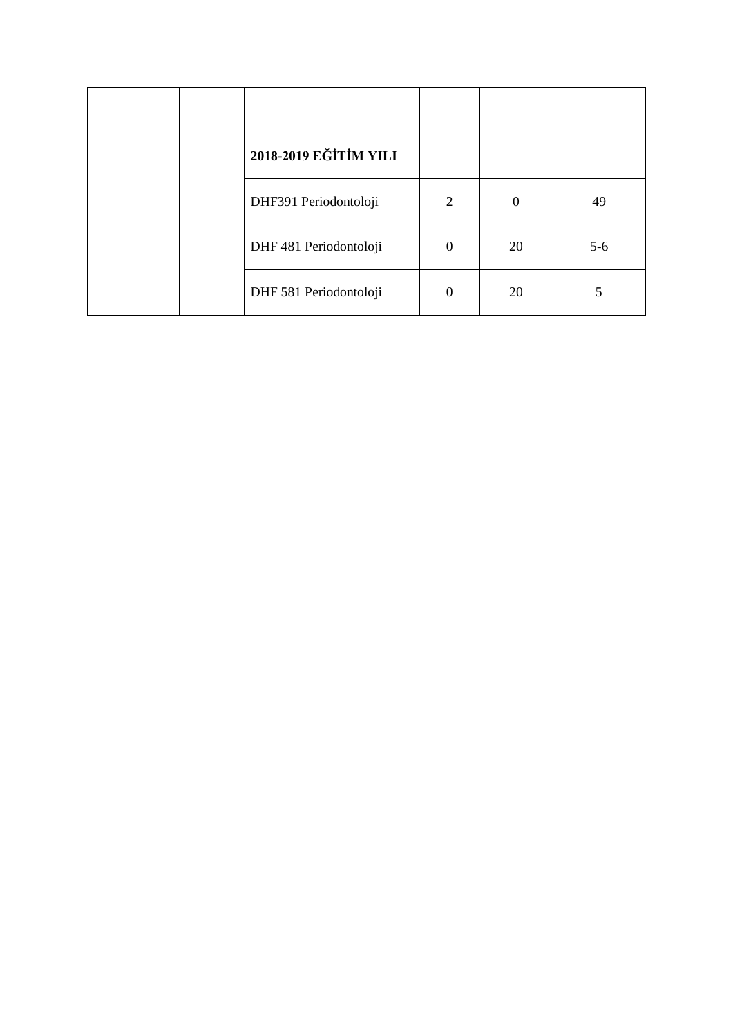| | | | | | |
|---|---|---|---|---|---|
| | | | | | |
| | | **2018-2019 EĞİTİM YILI** | | | |
| | | DHF391 Periodontoloji | 2 | 0 | 49 |
| | | DHF 481 Periodontoloji | 0 | 20 | 5-6 |
| | | DHF 581 Periodontoloji | 0 | 20 | 5 |